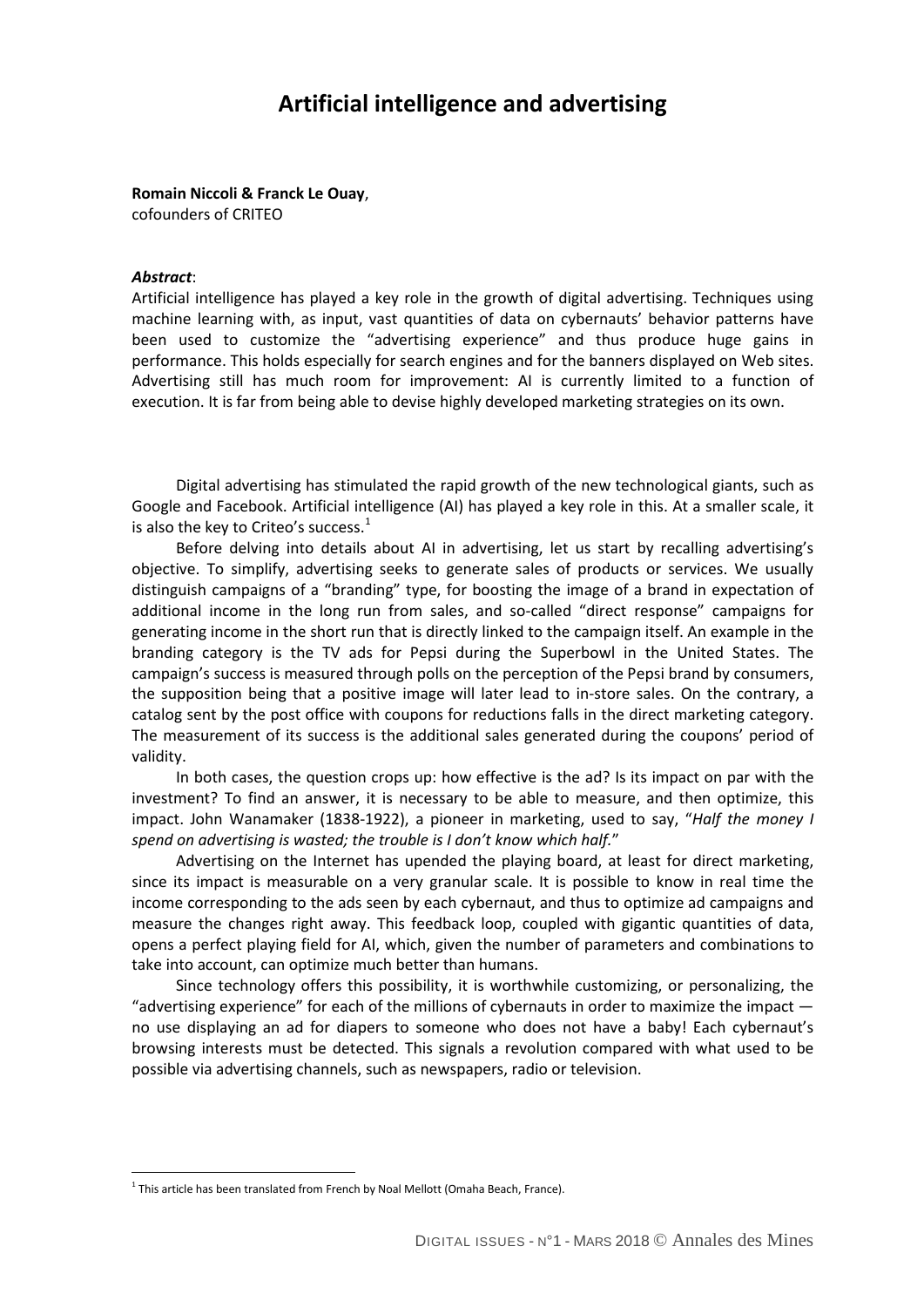# Artificial intelligence and advertising

**Romain Niccoli & Franck Le Ouay**,
cofounders of CRITEO

***Abstract***:

Artificial intelligence has played a key role in the growth of digital advertising. Techniques using machine learning with, as input, vast quantities of data on cybernauts' behavior patterns have been used to customize the "advertising experience" and thus produce huge gains in performance. This holds especially for search engines and for the banners displayed on Web sites. Advertising still has much room for improvement: AI is currently limited to a function of execution. It is far from being able to devise highly developed marketing strategies on its own.

Digital advertising has stimulated the rapid growth of the new technological giants, such as Google and Facebook. Artificial intelligence (AI) has played a key role in this. At a smaller scale, it is also the key to Criteo's success.[1]

Before delving into details about AI in advertising, let us start by recalling advertising's objective. To simplify, advertising seeks to generate sales of products or services. We usually distinguish campaigns of a "branding" type, for boosting the image of a brand in expectation of additional income in the long run from sales, and so-called "direct response" campaigns for generating income in the short run that is directly linked to the campaign itself. An example in the branding category is the TV ads for Pepsi during the Superbowl in the United States. The campaign's success is measured through polls on the perception of the Pepsi brand by consumers, the supposition being that a positive image will later lead to in-store sales. On the contrary, a catalog sent by the post office with coupons for reductions falls in the direct marketing category. The measurement of its success is the additional sales generated during the coupons' period of validity.

In both cases, the question crops up: how effective is the ad? Is its impact on par with the investment? To find an answer, it is necessary to be able to measure, and then optimize, this impact. John Wanamaker (1838-1922), a pioneer in marketing, used to say, "*Half the money I spend on advertising is wasted; the trouble is I don't know which half.*"

Advertising on the Internet has upended the playing board, at least for direct marketing, since its impact is measurable on a very granular scale. It is possible to know in real time the income corresponding to the ads seen by each cybernaut, and thus to optimize ad campaigns and measure the changes right away. This feedback loop, coupled with gigantic quantities of data, opens a perfect playing field for AI, which, given the number of parameters and combinations to take into account, can optimize much better than humans.

Since technology offers this possibility, it is worthwhile customizing, or personalizing, the "advertising experience" for each of the millions of cybernauts in order to maximize the impact — no use displaying an ad for diapers to someone who does not have a baby! Each cybernaut's browsing interests must be detected. This signals a revolution compared with what used to be possible via advertising channels, such as newspapers, radio or television.

[1] This article has been translated from French by Noal Mellott (Omaha Beach, France).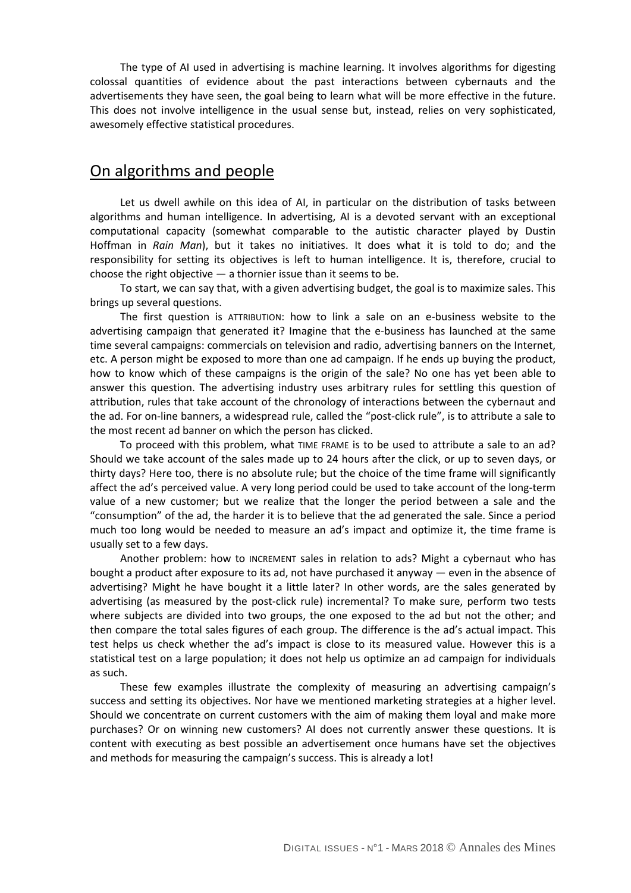The type of AI used in advertising is machine learning. It involves algorithms for digesting colossal quantities of evidence about the past interactions between cybernauts and the advertisements they have seen, the goal being to learn what will be more effective in the future. This does not involve intelligence in the usual sense but, instead, relies on very sophisticated, awesomely effective statistical procedures.

## On algorithms and people

Let us dwell awhile on this idea of AI, in particular on the distribution of tasks between algorithms and human intelligence. In advertising, AI is a devoted servant with an exceptional computational capacity (somewhat comparable to the autistic character played by Dustin Hoffman in *Rain Man*), but it takes no initiatives. It does what it is told to do; and the responsibility for setting its objectives is left to human intelligence. It is, therefore, crucial to choose the right objective — a thornier issue than it seems to be.

To start, we can say that, with a given advertising budget, the goal is to maximize sales. This brings up several questions.

The first question is ATTRIBUTION: how to link a sale on an e-business website to the advertising campaign that generated it? Imagine that the e-business has launched at the same time several campaigns: commercials on television and radio, advertising banners on the Internet, etc. A person might be exposed to more than one ad campaign. If he ends up buying the product, how to know which of these campaigns is the origin of the sale? No one has yet been able to answer this question. The advertising industry uses arbitrary rules for settling this question of attribution, rules that take account of the chronology of interactions between the cybernaut and the ad. For on-line banners, a widespread rule, called the "post-click rule", is to attribute a sale to the most recent ad banner on which the person has clicked.

To proceed with this problem, what TIME FRAME is to be used to attribute a sale to an ad? Should we take account of the sales made up to 24 hours after the click, or up to seven days, or thirty days? Here too, there is no absolute rule; but the choice of the time frame will significantly affect the ad's perceived value. A very long period could be used to take account of the long-term value of a new customer; but we realize that the longer the period between a sale and the "consumption" of the ad, the harder it is to believe that the ad generated the sale. Since a period much too long would be needed to measure an ad's impact and optimize it, the time frame is usually set to a few days.

Another problem: how to INCREMENT sales in relation to ads? Might a cybernaut who has bought a product after exposure to its ad, not have purchased it anyway — even in the absence of advertising? Might he have bought it a little later? In other words, are the sales generated by advertising (as measured by the post-click rule) incremental? To make sure, perform two tests where subjects are divided into two groups, the one exposed to the ad but not the other; and then compare the total sales figures of each group. The difference is the ad's actual impact. This test helps us check whether the ad's impact is close to its measured value. However this is a statistical test on a large population; it does not help us optimize an ad campaign for individuals as such.

These few examples illustrate the complexity of measuring an advertising campaign's success and setting its objectives. Nor have we mentioned marketing strategies at a higher level. Should we concentrate on current customers with the aim of making them loyal and make more purchases? Or on winning new customers? AI does not currently answer these questions. It is content with executing as best possible an advertisement once humans have set the objectives and methods for measuring the campaign's success. This is already a lot!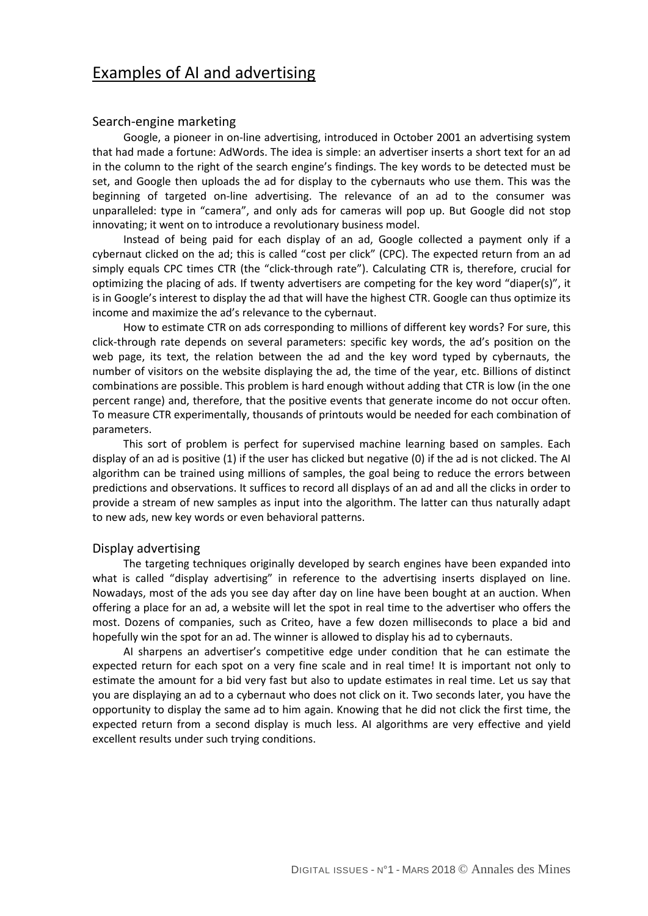# Examples of AI and advertising

## Search-engine marketing

Google, a pioneer in on-line advertising, introduced in October 2001 an advertising system that had made a fortune: AdWords. The idea is simple: an advertiser inserts a short text for an ad in the column to the right of the search engine's findings. The key words to be detected must be set, and Google then uploads the ad for display to the cybernauts who use them. This was the beginning of targeted on-line advertising. The relevance of an ad to the consumer was unparalleled: type in "camera", and only ads for cameras will pop up. But Google did not stop innovating; it went on to introduce a revolutionary business model.

Instead of being paid for each display of an ad, Google collected a payment only if a cybernaut clicked on the ad; this is called "cost per click" (CPC). The expected return from an ad simply equals CPC times CTR (the "click-through rate"). Calculating CTR is, therefore, crucial for optimizing the placing of ads. If twenty advertisers are competing for the key word "diaper(s)", it is in Google's interest to display the ad that will have the highest CTR. Google can thus optimize its income and maximize the ad's relevance to the cybernaut.

How to estimate CTR on ads corresponding to millions of different key words? For sure, this click-through rate depends on several parameters: specific key words, the ad's position on the web page, its text, the relation between the ad and the key word typed by cybernauts, the number of visitors on the website displaying the ad, the time of the year, etc. Billions of distinct combinations are possible. This problem is hard enough without adding that CTR is low (in the one percent range) and, therefore, that the positive events that generate income do not occur often. To measure CTR experimentally, thousands of printouts would be needed for each combination of parameters.

This sort of problem is perfect for supervised machine learning based on samples. Each display of an ad is positive (1) if the user has clicked but negative (0) if the ad is not clicked. The AI algorithm can be trained using millions of samples, the goal being to reduce the errors between predictions and observations. It suffices to record all displays of an ad and all the clicks in order to provide a stream of new samples as input into the algorithm. The latter can thus naturally adapt to new ads, new key words or even behavioral patterns.

## Display advertising

The targeting techniques originally developed by search engines have been expanded into what is called "display advertising" in reference to the advertising inserts displayed on line. Nowadays, most of the ads you see day after day on line have been bought at an auction. When offering a place for an ad, a website will let the spot in real time to the advertiser who offers the most. Dozens of companies, such as Criteo, have a few dozen milliseconds to place a bid and hopefully win the spot for an ad. The winner is allowed to display his ad to cybernauts.

AI sharpens an advertiser's competitive edge under condition that he can estimate the expected return for each spot on a very fine scale and in real time! It is important not only to estimate the amount for a bid very fast but also to update estimates in real time. Let us say that you are displaying an ad to a cybernaut who does not click on it. Two seconds later, you have the opportunity to display the same ad to him again. Knowing that he did not click the first time, the expected return from a second display is much less. AI algorithms are very effective and yield excellent results under such trying conditions.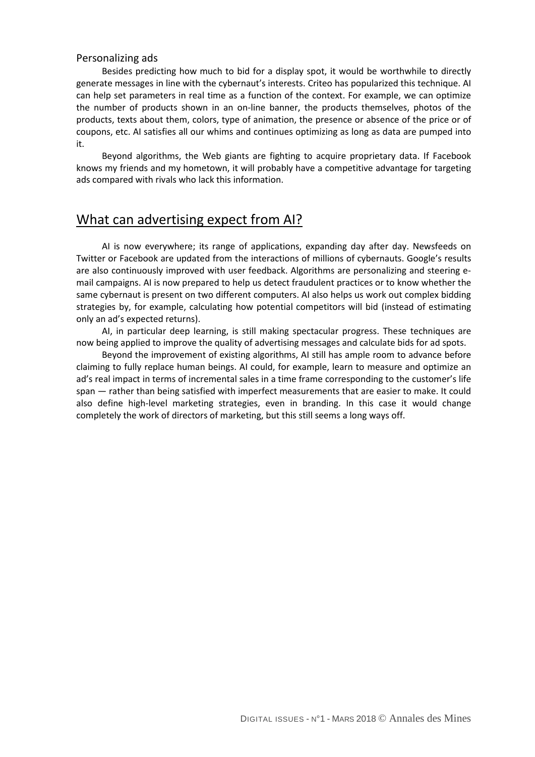### Personalizing ads

Besides predicting how much to bid for a display spot, it would be worthwhile to directly generate messages in line with the cybernaut's interests. Criteo has popularized this technique. AI can help set parameters in real time as a function of the context. For example, we can optimize the number of products shown in an on-line banner, the products themselves, photos of the products, texts about them, colors, type of animation, the presence or absence of the price or of coupons, etc. AI satisfies all our whims and continues optimizing as long as data are pumped into it.

Beyond algorithms, the Web giants are fighting to acquire proprietary data. If Facebook knows my friends and my hometown, it will probably have a competitive advantage for targeting ads compared with rivals who lack this information.

## What can advertising expect from AI?

AI is now everywhere; its range of applications, expanding day after day. Newsfeeds on Twitter or Facebook are updated from the interactions of millions of cybernauts. Google's results are also continuously improved with user feedback. Algorithms are personalizing and steering e-mail campaigns. AI is now prepared to help us detect fraudulent practices or to know whether the same cybernaut is present on two different computers. AI also helps us work out complex bidding strategies by, for example, calculating how potential competitors will bid (instead of estimating only an ad's expected returns).

AI, in particular deep learning, is still making spectacular progress. These techniques are now being applied to improve the quality of advertising messages and calculate bids for ad spots.

Beyond the improvement of existing algorithms, AI still has ample room to advance before claiming to fully replace human beings. AI could, for example, learn to measure and optimize an ad's real impact in terms of incremental sales in a time frame corresponding to the customer's life span — rather than being satisfied with imperfect measurements that are easier to make. It could also define high-level marketing strategies, even in branding. In this case it would change completely the work of directors of marketing, but this still seems a long ways off.